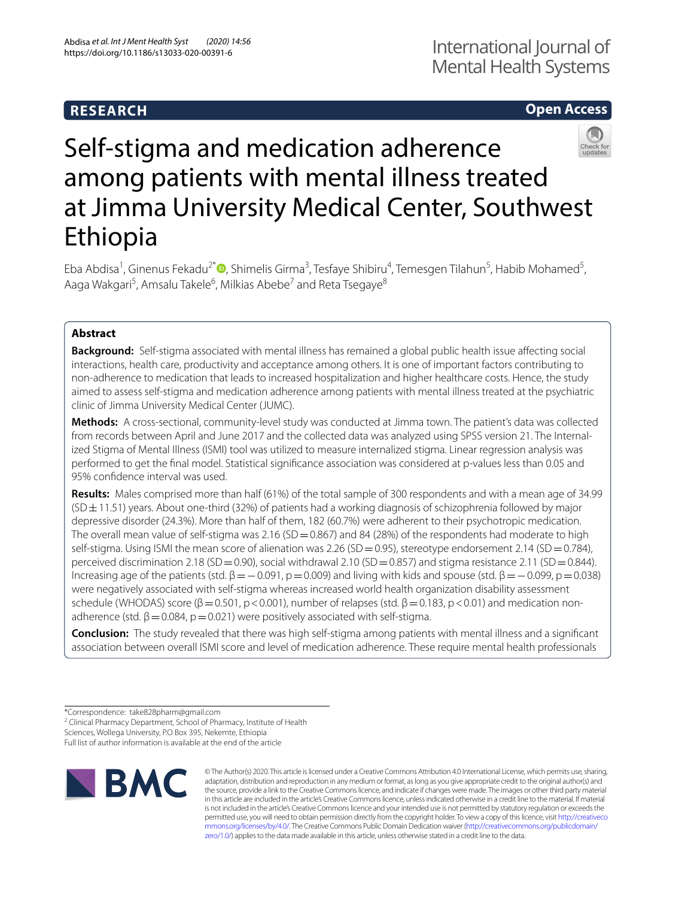**RESEARCH** **Open Access**

# Self-stigma and medication adherence among patients with mental illness treated at Jimma University Medical Center, Southwest Ethiopia

Eba Abdisa[1], Ginenus Fekadu[2*], Shimelis Girma[3], Tesfaye Shibiru[4], Temesgen Tilahun[5], Habib Mohamed[5], Aaga Wakgari[5], Amsalu Takele[6], Milkias Abebe[7] and Reta Tsegaye[8]

## Abstract

**Background:** Self-stigma associated with mental illness has remained a global public health issue affecting social interactions, health care, productivity and acceptance among others. It is one of important factors contributing to non-adherence to medication that leads to increased hospitalization and higher healthcare costs. Hence, the study aimed to assess self-stigma and medication adherence among patients with mental illness treated at the psychiatric clinic of Jimma University Medical Center (JUMC).

**Methods:** A cross-sectional, community-level study was conducted at Jimma town. The patient's data was collected from records between April and June 2017 and the collected data was analyzed using SPSS version 21. The Internalized Stigma of Mental Illness (ISMI) tool was utilized to measure internalized stigma. Linear regression analysis was performed to get the final model. Statistical significance association was considered at p-values less than 0.05 and 95% confidence interval was used.

**Results:** Males comprised more than half (61%) of the total sample of 300 respondents and with a mean age of 34.99 (SD ± 11.51) years. About one-third (32%) of patients had a working diagnosis of schizophrenia followed by major depressive disorder (24.3%). More than half of them, 182 (60.7%) were adherent to their psychotropic medication. The overall mean value of self-stigma was 2.16 (SD = 0.867) and 84 (28%) of the respondents had moderate to high self-stigma. Using ISMI the mean score of alienation was 2.26 (SD = 0.95), stereotype endorsement 2.14 (SD = 0.784), perceived discrimination 2.18 (SD = 0.90), social withdrawal 2.10 (SD = 0.857) and stigma resistance 2.11 (SD = 0.844). Increasing age of the patients (std. β = −0.091, p = 0.009) and living with kids and spouse (std. β = −0.099, p = 0.038) were negatively associated with self-stigma whereas increased world health organization disability assessment schedule (WHODAS) score (β = 0.501, p < 0.001), number of relapses (std. β = 0.183, p < 0.01) and medication non-adherence (std. β = 0.084, p = 0.021) were positively associated with self-stigma.

**Conclusion:** The study revealed that there was high self-stigma among patients with mental illness and a significant association between overall ISMI score and level of medication adherence. These require mental health professionals

*Correspondence: take828pharm@gmail.com
[2] Clinical Pharmacy Department, School of Pharmacy, Institute of Health Sciences, Wollega University, P.O Box 395, Nekemte, Ethiopia
Full list of author information is available at the end of the article

© The Author(s) 2020. This article is licensed under a Creative Commons Attribution 4.0 International License, which permits use, sharing, adaptation, distribution and reproduction in any medium or format, as long as you give appropriate credit to the original author(s) and the source, provide a link to the Creative Commons licence, and indicate if changes were made. The images or other third party material in this article are included in the article's Creative Commons licence, unless indicated otherwise in a credit line to the material. If material is not included in the article's Creative Commons licence and your intended use is not permitted by statutory regulation or exceeds the permitted use, you will need to obtain permission directly from the copyright holder. To view a copy of this licence, visit http://creativecommons.org/licenses/by/4.0/. The Creative Commons Public Domain Dedication waiver (http://creativecommons.org/publicdomain/zero/1.0/) applies to the data made available in this article, unless otherwise stated in a credit line to the data.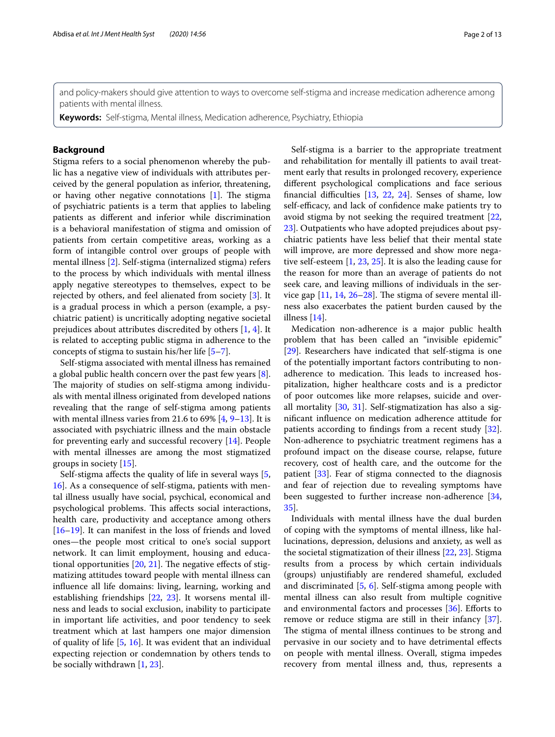and policy-makers should give attention to ways to overcome self-stigma and increase medication adherence among patients with mental illness.

**Keywords:** Self-stigma, Mental illness, Medication adherence, Psychiatry, Ethiopia

## Background

Stigma refers to a social phenomenon whereby the public has a negative view of individuals with attributes perceived by the general population as inferior, threatening, or having other negative connotations [1]. The stigma of psychiatric patients is a term that applies to labeling patients as different and inferior while discrimination is a behavioral manifestation of stigma and omission of patients from certain competitive areas, working as a form of intangible control over groups of people with mental illness [2]. Self-stigma (internalized stigma) refers to the process by which individuals with mental illness apply negative stereotypes to themselves, expect to be rejected by others, and feel alienated from society [3]. It is a gradual process in which a person (example, a psychiatric patient) is uncritically adopting negative societal prejudices about attributes discredited by others [1, 4]. It is related to accepting public stigma in adherence to the concepts of stigma to sustain his/her life [5–7].

Self-stigma associated with mental illness has remained a global public health concern over the past few years [8]. The majority of studies on self-stigma among individuals with mental illness originated from developed nations revealing that the range of self-stigma among patients with mental illness varies from 21.6 to 69% [4, 9–13]. It is associated with psychiatric illness and the main obstacle for preventing early and successful recovery [14]. People with mental illnesses are among the most stigmatized groups in society [15].

Self-stigma affects the quality of life in several ways [5, 16]. As a consequence of self-stigma, patients with mental illness usually have social, psychical, economical and psychological problems. This affects social interactions, health care, productivity and acceptance among others [16–19]. It can manifest in the loss of friends and loved ones—the people most critical to one's social support network. It can limit employment, housing and educational opportunities [20, 21]. The negative effects of stigmatizing attitudes toward people with mental illness can influence all life domains: living, learning, working and establishing friendships [22, 23]. It worsens mental illness and leads to social exclusion, inability to participate in important life activities, and poor tendency to seek treatment which at last hampers one major dimension of quality of life [5, 16]. It was evident that an individual expecting rejection or condemnation by others tends to be socially withdrawn [1, 23].

Self-stigma is a barrier to the appropriate treatment and rehabilitation for mentally ill patients to avail treatment early that results in prolonged recovery, experience different psychological complications and face serious financial difficulties [13, 22, 24]. Senses of shame, low self-efficacy, and lack of confidence make patients try to avoid stigma by not seeking the required treatment [22, 23]. Outpatients who have adopted prejudices about psychiatric patients have less belief that their mental state will improve, are more depressed and show more negative self-esteem [1, 23, 25]. It is also the leading cause for the reason for more than an average of patients do not seek care, and leaving millions of individuals in the service gap [11, 14, 26–28]. The stigma of severe mental illness also exacerbates the patient burden caused by the illness [14].

Medication non-adherence is a major public health problem that has been called an "invisible epidemic" [29]. Researchers have indicated that self-stigma is one of the potentially important factors contributing to non-adherence to medication. This leads to increased hospitalization, higher healthcare costs and is a predictor of poor outcomes like more relapses, suicide and overall mortality [30, 31]. Self-stigmatization has also a significant influence on medication adherence attitude for patients according to findings from a recent study [32]. Non-adherence to psychiatric treatment regimens has a profound impact on the disease course, relapse, future recovery, cost of health care, and the outcome for the patient [33]. Fear of stigma connected to the diagnosis and fear of rejection due to revealing symptoms have been suggested to further increase non-adherence [34, 35].

Individuals with mental illness have the dual burden of coping with the symptoms of mental illness, like hallucinations, depression, delusions and anxiety, as well as the societal stigmatization of their illness [22, 23]. Stigma results from a process by which certain individuals (groups) unjustifiably are rendered shameful, excluded and discriminated [5, 6]. Self-stigma among people with mental illness can also result from multiple cognitive and environmental factors and processes [36]. Efforts to remove or reduce stigma are still in their infancy [37]. The stigma of mental illness continues to be strong and pervasive in our society and to have detrimental effects on people with mental illness. Overall, stigma impedes recovery from mental illness and, thus, represents a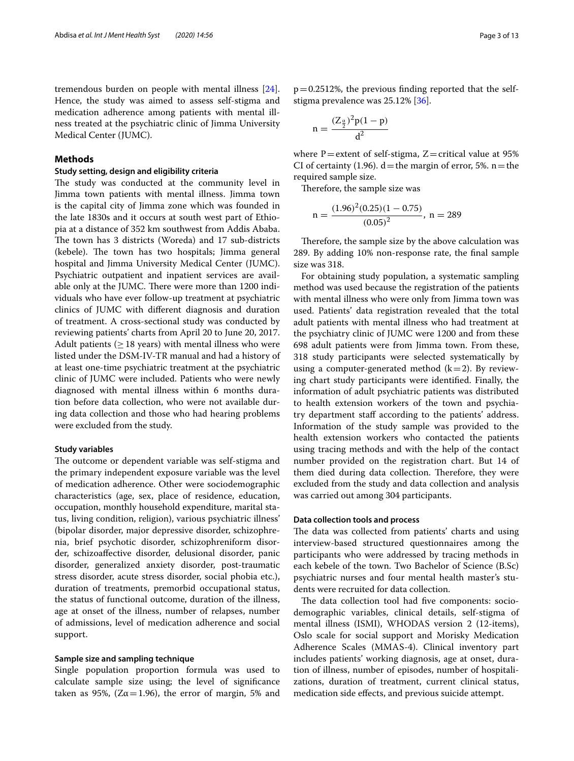tremendous burden on people with mental illness [24]. Hence, the study was aimed to assess self-stigma and medication adherence among patients with mental illness treated at the psychiatric clinic of Jimma University Medical Center (JUMC).

## Methods

### Study setting, design and eligibility criteria

The study was conducted at the community level in Jimma town patients with mental illness. Jimma town is the capital city of Jimma zone which was founded in the late 1830s and it occurs at south west part of Ethiopia at a distance of 352 km southwest from Addis Ababa. The town has 3 districts (Woreda) and 17 sub-districts (kebele). The town has two hospitals; Jimma general hospital and Jimma University Medical Center (JUMC). Psychiatric outpatient and inpatient services are available only at the JUMC. There were more than 1200 individuals who have ever follow-up treatment at psychiatric clinics of JUMC with different diagnosis and duration of treatment. A cross-sectional study was conducted by reviewing patients' charts from April 20 to June 20, 2017. Adult patients ($\geq 18$ years) with mental illness who were listed under the DSM-IV-TR manual and had a history of at least one-time psychiatric treatment at the psychiatric clinic of JUMC were included. Patients who were newly diagnosed with mental illness within 6 months duration before data collection, who were not available during data collection and those who had hearing problems were excluded from the study.

#### Study variables

The outcome or dependent variable was self-stigma and the primary independent exposure variable was the level of medication adherence. Other were sociodemographic characteristics (age, sex, place of residence, education, occupation, monthly household expenditure, marital status, living condition, religion), various psychiatric illness' (bipolar disorder, major depressive disorder, schizophrenia, brief psychotic disorder, schizophreniform disorder, schizoaffective disorder, delusional disorder, panic disorder, generalized anxiety disorder, post-traumatic stress disorder, acute stress disorder, social phobia etc.), duration of treatments, premorbid occupational status, the status of functional outcome, duration of the illness, age at onset of the illness, number of relapses, number of admissions, level of medication adherence and social support.

#### Sample size and sampling technique

Single population proportion formula was used to calculate sample size using; the level of significance taken as 95%, ($Z\alpha = 1.96$), the error of margin, 5% and $p = 0.2512\%$, the previous finding reported that the self-stigma prevalence was 25.12% [36].

$$n = \frac{(Z_{\frac{\alpha}{2}})^2 p(1-p)}{d^2}$$

where P = extent of self-stigma, Z = critical value at 95% CI of certainty (1.96). d = the margin of error, 5%. n = the required sample size.

Therefore, the sample size was

$$n = \frac{(1.96)^2(0.25)(1-0.75)}{(0.05)^2},\ n = 289$$

Therefore, the sample size by the above calculation was 289. By adding 10% non-response rate, the final sample size was 318.

For obtaining study population, a systematic sampling method was used because the registration of the patients with mental illness who were only from Jimma town was used. Patients' data registration revealed that the total adult patients with mental illness who had treatment at the psychiatry clinic of JUMC were 1200 and from these 698 adult patients were from Jimma town. From these, 318 study participants were selected systematically by using a computer-generated method ($k = 2$). By reviewing chart study participants were identified. Finally, the information of adult psychiatric patients was distributed to health extension workers of the town and psychiatry department staff according to the patients' address. Information of the study sample was provided to the health extension workers who contacted the patients using tracing methods and with the help of the contact number provided on the registration chart. But 14 of them died during data collection. Therefore, they were excluded from the study and data collection and analysis was carried out among 304 participants.

#### Data collection tools and process

The data was collected from patients' charts and using interview-based structured questionnaires among the participants who were addressed by tracing methods in each kebele of the town. Two Bachelor of Science (B.Sc) psychiatric nurses and four mental health master's students were recruited for data collection.

The data collection tool had five components: sociodemographic variables, clinical details, self-stigma of mental illness (ISMI), WHODAS version 2 (12-items), Oslo scale for social support and Morisky Medication Adherence Scales (MMAS-4). Clinical inventory part includes patients' working diagnosis, age at onset, duration of illness, number of episodes, number of hospitalizations, duration of treatment, current clinical status, medication side effects, and previous suicide attempt.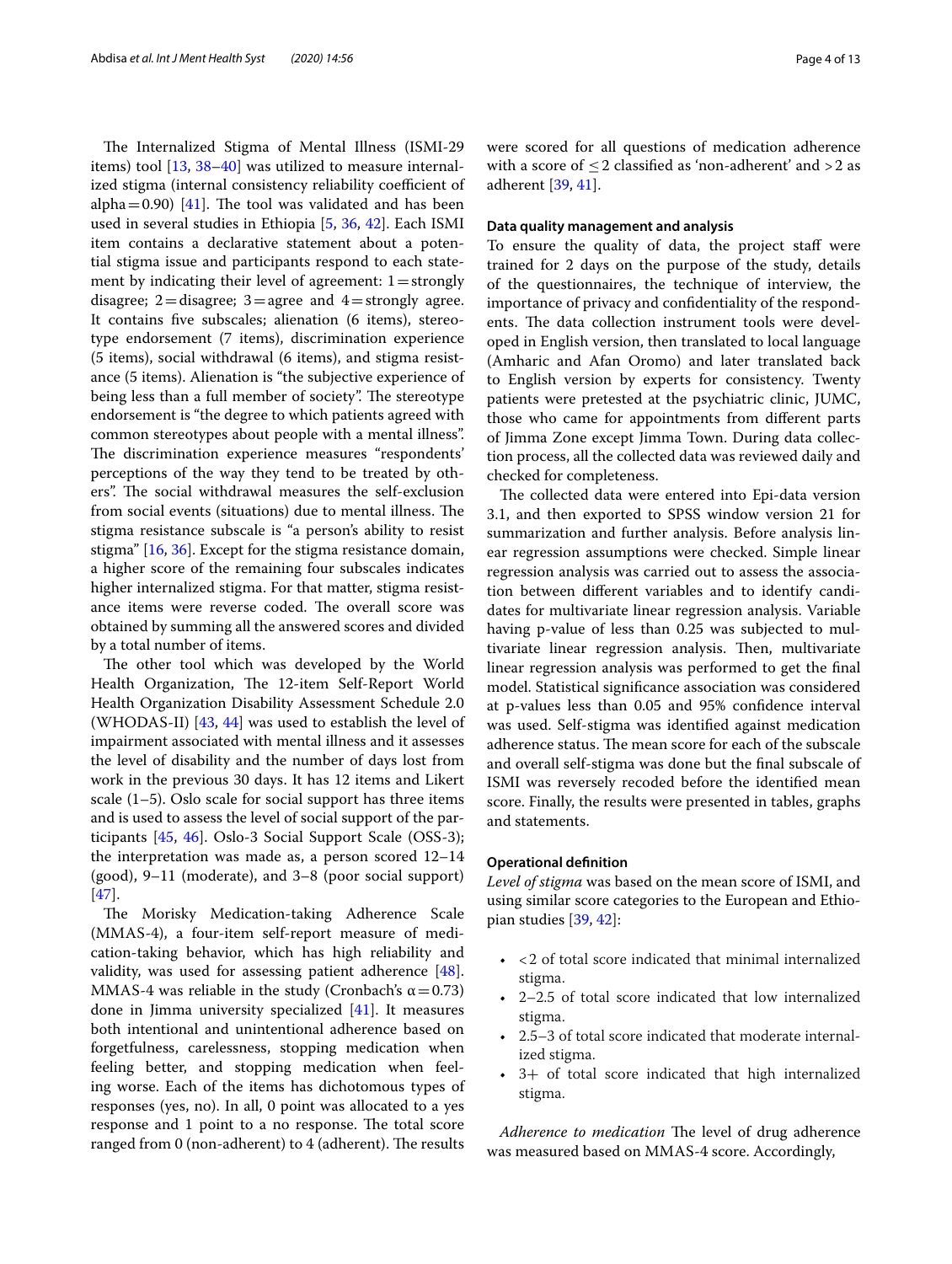The Internalized Stigma of Mental Illness (ISMI-29 items) tool [13, 38–40] was utilized to measure internalized stigma (internal consistency reliability coefficient of alpha = 0.90) [41]. The tool was validated and has been used in several studies in Ethiopia [5, 36, 42]. Each ISMI item contains a declarative statement about a potential stigma issue and participants respond to each statement by indicating their level of agreement: 1 = strongly disagree; 2 = disagree; 3 = agree and 4 = strongly agree. It contains five subscales; alienation (6 items), stereotype endorsement (7 items), discrimination experience (5 items), social withdrawal (6 items), and stigma resistance (5 items). Alienation is "the subjective experience of being less than a full member of society". The stereotype endorsement is "the degree to which patients agreed with common stereotypes about people with a mental illness". The discrimination experience measures "respondents' perceptions of the way they tend to be treated by others". The social withdrawal measures the self-exclusion from social events (situations) due to mental illness. The stigma resistance subscale is "a person's ability to resist stigma" [16, 36]. Except for the stigma resistance domain, a higher score of the remaining four subscales indicates higher internalized stigma. For that matter, stigma resistance items were reverse coded. The overall score was obtained by summing all the answered scores and divided by a total number of items.

The other tool which was developed by the World Health Organization, The 12-item Self-Report World Health Organization Disability Assessment Schedule 2.0 (WHODAS-II) [43, 44] was used to establish the level of impairment associated with mental illness and it assesses the level of disability and the number of days lost from work in the previous 30 days. It has 12 items and Likert scale (1–5). Oslo scale for social support has three items and is used to assess the level of social support of the participants [45, 46]. Oslo-3 Social Support Scale (OSS-3); the interpretation was made as, a person scored 12–14 (good), 9–11 (moderate), and 3–8 (poor social support) [47].

The Morisky Medication-taking Adherence Scale (MMAS-4), a four-item self-report measure of medication-taking behavior, which has high reliability and validity, was used for assessing patient adherence [48]. MMAS-4 was reliable in the study (Cronbach's $\alpha = 0.73$) done in Jimma university specialized [41]. It measures both intentional and unintentional adherence based on forgetfulness, carelessness, stopping medication when feeling better, and stopping medication when feeling worse. Each of the items has dichotomous types of responses (yes, no). In all, 0 point was allocated to a yes response and 1 point to a no response. The total score ranged from 0 (non-adherent) to 4 (adherent). The results were scored for all questions of medication adherence with a score of $\leq 2$ classified as 'non-adherent' and $> 2$ as adherent [39, 41].

#### Data quality management and analysis

To ensure the quality of data, the project staff were trained for 2 days on the purpose of the study, details of the questionnaires, the technique of interview, the importance of privacy and confidentiality of the respondents. The data collection instrument tools were developed in English version, then translated to local language (Amharic and Afan Oromo) and later translated back to English version by experts for consistency. Twenty patients were pretested at the psychiatric clinic, JUMC, those who came for appointments from different parts of Jimma Zone except Jimma Town. During data collection process, all the collected data was reviewed daily and checked for completeness.

The collected data were entered into Epi-data version 3.1, and then exported to SPSS window version 21 for summarization and further analysis. Before analysis linear regression assumptions were checked. Simple linear regression analysis was carried out to assess the association between different variables and to identify candidates for multivariate linear regression analysis. Variable having p-value of less than 0.25 was subjected to multivariate linear regression analysis. Then, multivariate linear regression analysis was performed to get the final model. Statistical significance association was considered at p-values less than 0.05 and 95% confidence interval was used. Self-stigma was identified against medication adherence status. The mean score for each of the subscale and overall self-stigma was done but the final subscale of ISMI was reversely recoded before the identified mean score. Finally, the results were presented in tables, graphs and statements.

#### Operational definition

*Level of stigma* was based on the mean score of ISMI, and using similar score categories to the European and Ethiopian studies [39, 42]:

- $< 2$ of total score indicated that minimal internalized stigma.
- 2–2.5 of total score indicated that low internalized stigma.
- 2.5–3 of total score indicated that moderate internalized stigma.
- 3+ of total score indicated that high internalized stigma.

*Adherence to medication* The level of drug adherence was measured based on MMAS-4 score. Accordingly,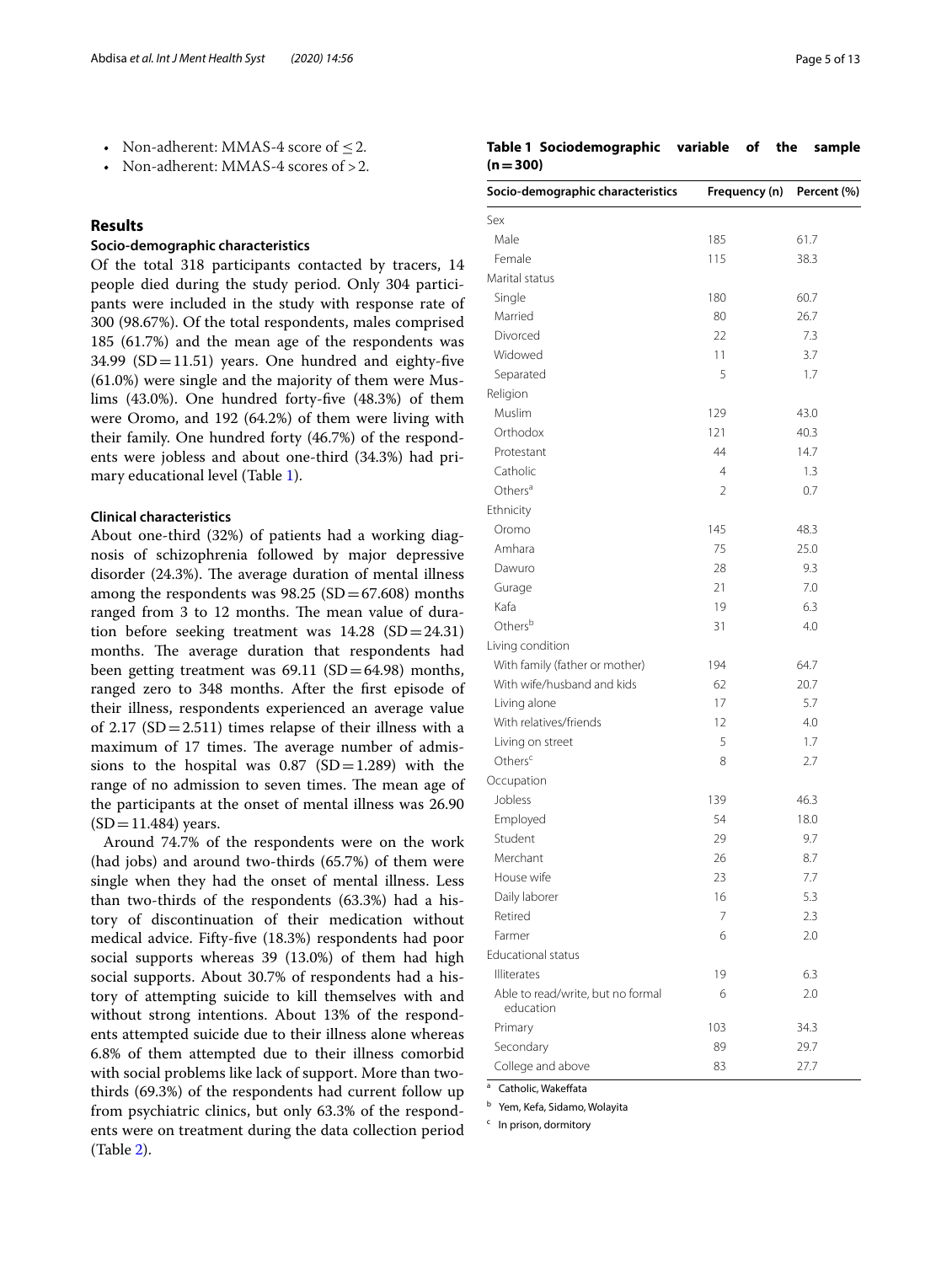- Non-adherent: MMAS-4 score of ≤ 2.
- Non-adherent: MMAS-4 scores of > 2.

## Results

### Socio-demographic characteristics

Of the total 318 participants contacted by tracers, 14 people died during the study period. Only 304 participants were included in the study with response rate of 300 (98.67%). Of the total respondents, males comprised 185 (61.7%) and the mean age of the respondents was 34.99 (SD = 11.51) years. One hundred and eighty-five (61.0%) were single and the majority of them were Muslims (43.0%). One hundred forty-five (48.3%) of them were Oromo, and 192 (64.2%) of them were living with their family. One hundred forty (46.7%) of the respondents were jobless and about one-third (34.3%) had primary educational level (Table 1).

### Clinical characteristics

About one-third (32%) of patients had a working diagnosis of schizophrenia followed by major depressive disorder (24.3%). The average duration of mental illness among the respondents was 98.25 (SD = 67.608) months ranged from 3 to 12 months. The mean value of duration before seeking treatment was 14.28 (SD = 24.31) months. The average duration that respondents had been getting treatment was 69.11 (SD = 64.98) months, ranged zero to 348 months. After the first episode of their illness, respondents experienced an average value of 2.17 (SD = 2.511) times relapse of their illness with a maximum of 17 times. The average number of admissions to the hospital was 0.87 (SD = 1.289) with the range of no admission to seven times. The mean age of the participants at the onset of mental illness was 26.90 (SD = 11.484) years.

Around 74.7% of the respondents were on the work (had jobs) and around two-thirds (65.7%) of them were single when they had the onset of mental illness. Less than two-thirds of the respondents (63.3%) had a history of discontinuation of their medication without medical advice. Fifty-five (18.3%) respondents had poor social supports whereas 39 (13.0%) of them had high social supports. About 30.7% of respondents had a history of attempting suicide to kill themselves with and without strong intentions. About 13% of the respondents attempted suicide due to their illness alone whereas 6.8% of them attempted due to their illness comorbid with social problems like lack of support. More than two-thirds (69.3%) of the respondents had current follow up from psychiatric clinics, but only 63.3% of the respondents were on treatment during the data collection period (Table 2).

**Table 1 Sociodemographic variable of the sample (n = 300)**

| Socio-demographic characteristics | Frequency (n) | Percent (%) |
| --- | --- | --- |
| Sex | | |
| Male | 185 | 61.7 |
| Female | 115 | 38.3 |
| Marital status | | |
| Single | 180 | 60.7 |
| Married | 80 | 26.7 |
| Divorced | 22 | 7.3 |
| Widowed | 11 | 3.7 |
| Separated | 5 | 1.7 |
| Religion | | |
| Muslim | 129 | 43.0 |
| Orthodox | 121 | 40.3 |
| Protestant | 44 | 14.7 |
| Catholic | 4 | 1.3 |
| Others[a] | 2 | 0.7 |
| Ethnicity | | |
| Oromo | 145 | 48.3 |
| Amhara | 75 | 25.0 |
| Dawuro | 28 | 9.3 |
| Gurage | 21 | 7.0 |
| Kafa | 19 | 6.3 |
| Others[b] | 31 | 4.0 |
| Living condition | | |
| With family (father or mother) | 194 | 64.7 |
| With wife/husband and kids | 62 | 20.7 |
| Living alone | 17 | 5.7 |
| With relatives/friends | 12 | 4.0 |
| Living on street | 5 | 1.7 |
| Others[c] | 8 | 2.7 |
| Occupation | | |
| Jobless | 139 | 46.3 |
| Employed | 54 | 18.0 |
| Student | 29 | 9.7 |
| Merchant | 26 | 8.7 |
| House wife | 23 | 7.7 |
| Daily laborer | 16 | 5.3 |
| Retired | 7 | 2.3 |
| Farmer | 6 | 2.0 |
| Educational status | | |
| Illiterates | 19 | 6.3 |
| Able to read/write, but no formal education | 6 | 2.0 |
| Primary | 103 | 34.3 |
| Secondary | 89 | 29.7 |
| College and above | 83 | 27.7 |

[a] Catholic, Wakeffata

[b] Yem, Kefa, Sidamo, Wolayita

[c] In prison, dormitory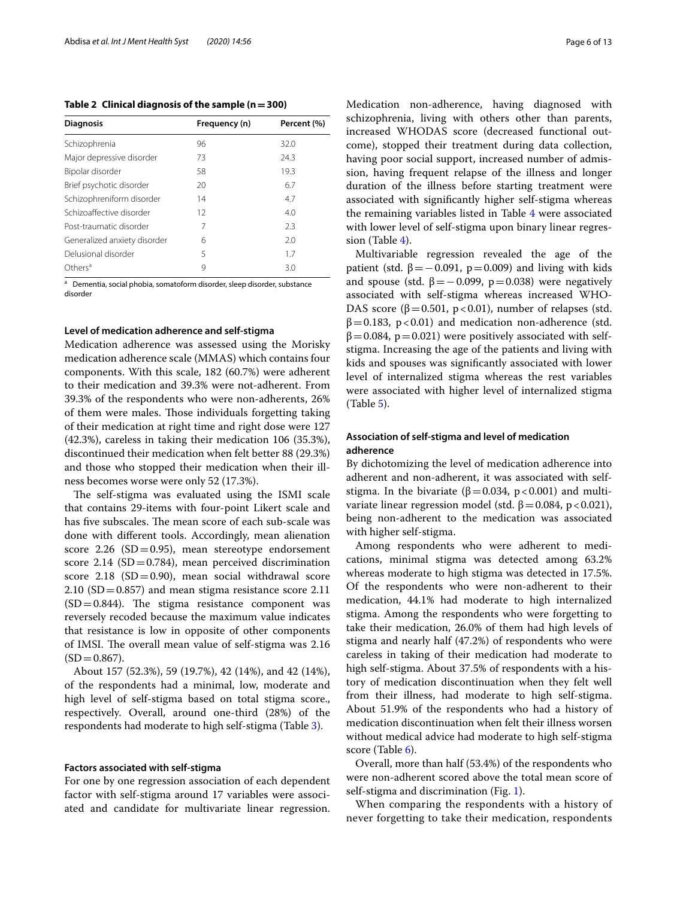**Table 2 Clinical diagnosis of the sample (n = 300)**

| Diagnosis | Frequency (n) | Percent (%) |
|---|---|---|
| Schizophrenia | 96 | 32.0 |
| Major depressive disorder | 73 | 24.3 |
| Bipolar disorder | 58 | 19.3 |
| Brief psychotic disorder | 20 | 6.7 |
| Schizophreniform disorder | 14 | 4.7 |
| Schizoaffective disorder | 12 | 4.0 |
| Post-traumatic disorder | 7 | 2.3 |
| Generalized anxiety disorder | 6 | 2.0 |
| Delusional disorder | 5 | 1.7 |
| Others[a] | 9 | 3.0 |

[a] Dementia, social phobia, somatoform disorder, sleep disorder, substance disorder

### Level of medication adherence and self-stigma

Medication adherence was assessed using the Morisky medication adherence scale (MMAS) which contains four components. With this scale, 182 (60.7%) were adherent to their medication and 39.3% were not-adherent. From 39.3% of the respondents who were non-adherents, 26% of them were males. Those individuals forgetting taking of their medication at right time and right dose were 127 (42.3%), careless in taking their medication 106 (35.3%), discontinued their medication when felt better 88 (29.3%) and those who stopped their medication when their illness becomes worse were only 52 (17.3%).

The self-stigma was evaluated using the ISMI scale that contains 29-items with four-point Likert scale and has five subscales. The mean score of each sub-scale was done with different tools. Accordingly, mean alienation score 2.26 (SD = 0.95), mean stereotype endorsement score 2.14 (SD = 0.784), mean perceived discrimination score 2.18 (SD = 0.90), mean social withdrawal score 2.10 (SD = 0.857) and mean stigma resistance score 2.11 (SD = 0.844). The stigma resistance component was reversely recoded because the maximum value indicates that resistance is low in opposite of other components of IMSI. The overall mean value of self-stigma was 2.16 (SD = 0.867).

About 157 (52.3%), 59 (19.7%), 42 (14%), and 42 (14%), of the respondents had a minimal, low, moderate and high level of self-stigma based on total stigma score., respectively. Overall, around one-third (28%) of the respondents had moderate to high self-stigma (Table 3).

### Factors associated with self-stigma

For one by one regression association of each dependent factor with self-stigma around 17 variables were associated and candidate for multivariate linear regression. Medication non-adherence, having diagnosed with schizophrenia, living with others other than parents, increased WHODAS score (decreased functional outcome), stopped their treatment during data collection, having poor social support, increased number of admission, having frequent relapse of the illness and longer duration of the illness before starting treatment were associated with significantly higher self-stigma whereas the remaining variables listed in Table 4 were associated with lower level of self-stigma upon binary linear regression (Table 4).

Multivariable regression revealed the age of the patient (std. $\beta = -0.091$, $p = 0.009$) and living with kids and spouse (std. $\beta = -0.099$, $p = 0.038$) were negatively associated with self-stigma whereas increased WHODAS score ($\beta = 0.501$, $p < 0.01$), number of relapses (std. $\beta = 0.183$, $p < 0.01$) and medication non-adherence (std. $\beta = 0.084$, $p = 0.021$) were positively associated with self-stigma. Increasing the age of the patients and living with kids and spouses was significantly associated with lower level of internalized stigma whereas the rest variables were associated with higher level of internalized stigma (Table 5).

### Association of self-stigma and level of medication adherence

By dichotomizing the level of medication adherence into adherent and non-adherent, it was associated with self-stigma. In the bivariate ($\beta = 0.034$, $p < 0.001$) and multivariate linear regression model (std. $\beta = 0.084$, $p < 0.021$), being non-adherent to the medication was associated with higher self-stigma.

Among respondents who were adherent to medications, minimal stigma was detected among 63.2% whereas moderate to high stigma was detected in 17.5%. Of the respondents who were non-adherent to their medication, 44.1% had moderate to high internalized stigma. Among the respondents who were forgetting to take their medication, 26.0% of them had high levels of stigma and nearly half (47.2%) of respondents who were careless in taking of their medication had moderate to high self-stigma. About 37.5% of respondents with a history of medication discontinuation when they felt well from their illness, had moderate to high self-stigma. About 51.9% of the respondents who had a history of medication discontinuation when felt their illness worsen without medical advice had moderate to high self-stigma score (Table 6).

Overall, more than half (53.4%) of the respondents who were non-adherent scored above the total mean score of self-stigma and discrimination (Fig. 1).

When comparing the respondents with a history of never forgetting to take their medication, respondents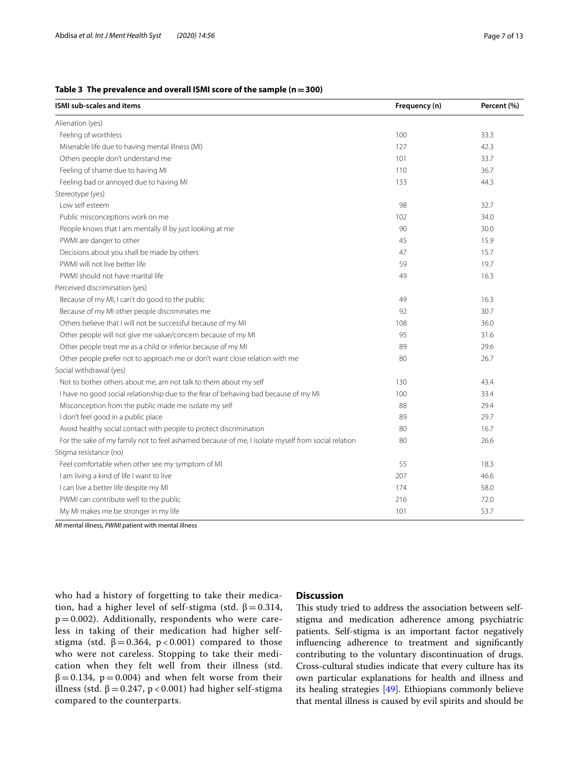**Table 3 The prevalence and overall ISMI score of the sample (n = 300)**

| ISMI sub-scales and items | Frequency (n) | Percent (%) |
|---|---|---|
| Alienation (yes) | | |
| Feeling of worthless | 100 | 33.3 |
| Miserable life due to having mental illness (MI) | 127 | 42.3 |
| Others people don't understand me | 101 | 33.7 |
| Feeling of shame due to having MI | 110 | 36.7 |
| Feeling bad or annoyed due to having MI | 133 | 44.3 |
| Stereotype (yes) | | |
| Low self esteem | 98 | 32.7 |
| Public misconceptions work on me | 102 | 34.0 |
| People knows that I am mentally ill by just looking at me | 90 | 30.0 |
| PWMI are danger to other | 45 | 15.9 |
| Decisions about you shall be made by others | 47 | 15.7 |
| PWMI will not live better life | 59 | 19.7 |
| PWMI should not have marital life | 49 | 16.3 |
| Perceived discrimination (yes) | | |
| Because of my MI, I can't do good to the public | 49 | 16.3 |
| Because of my MI other people discriminates me | 92 | 30.7 |
| Others believe that I will not be successful because of my MI | 108 | 36.0 |
| Other people will not give me value/concern because of my MI | 95 | 31.6 |
| Other people treat me as a child or inferior because of my MI | 89 | 29.6 |
| Other people prefer not to approach me or don't want close relation with me | 80 | 26.7 |
| Social withdrawal (yes) | | |
| Not to bother others about me, am not talk to them about my self | 130 | 43.4 |
| I have no good social relationship due to the fear of behaving bad because of my MI | 100 | 33.4 |
| Misconception from the public made me isolate my self | 88 | 29.4 |
| I don't feel good in a public place | 89 | 29.7 |
| Avoid healthy social contact with people to protect discrimination | 80 | 16.7 |
| For the sake of my family not to feel ashamed because of me, I isolate myself from social relation | 80 | 26.6 |
| Stigma resistance (no) | | |
| Feel comfortable when other see my symptom of MI | 55 | 18.3 |
| I am living a kind of life I want to live | 207 | 46.6 |
| I can live a better life despite my MI | 174 | 58.0 |
| PWMI can contribute well to the public | 216 | 72.0 |
| My MI makes me be stronger in my life | 101 | 53.7 |

*MI* mental illness, *PWMI* patient with mental illness

who had a history of forgetting to take their medication, had a higher level of self-stigma (std. $\beta = 0.314$, $p = 0.002$). Additionally, respondents who were careless in taking of their medication had higher self-stigma (std. $\beta = 0.364$, $p < 0.001$) compared to those who were not careless. Stopping to take their medication when they felt well from their illness (std. $\beta = 0.134$, $p = 0.004$) and when felt worse from their illness (std. $\beta = 0.247$, $p < 0.001$) had higher self-stigma compared to the counterparts.

## Discussion

This study tried to address the association between self-stigma and medication adherence among psychiatric patients. Self-stigma is an important factor negatively influencing adherence to treatment and significantly contributing to the voluntary discontinuation of drugs. Cross-cultural studies indicate that every culture has its own particular explanations for health and illness and its healing strategies [49]. Ethiopians commonly believe that mental illness is caused by evil spirits and should be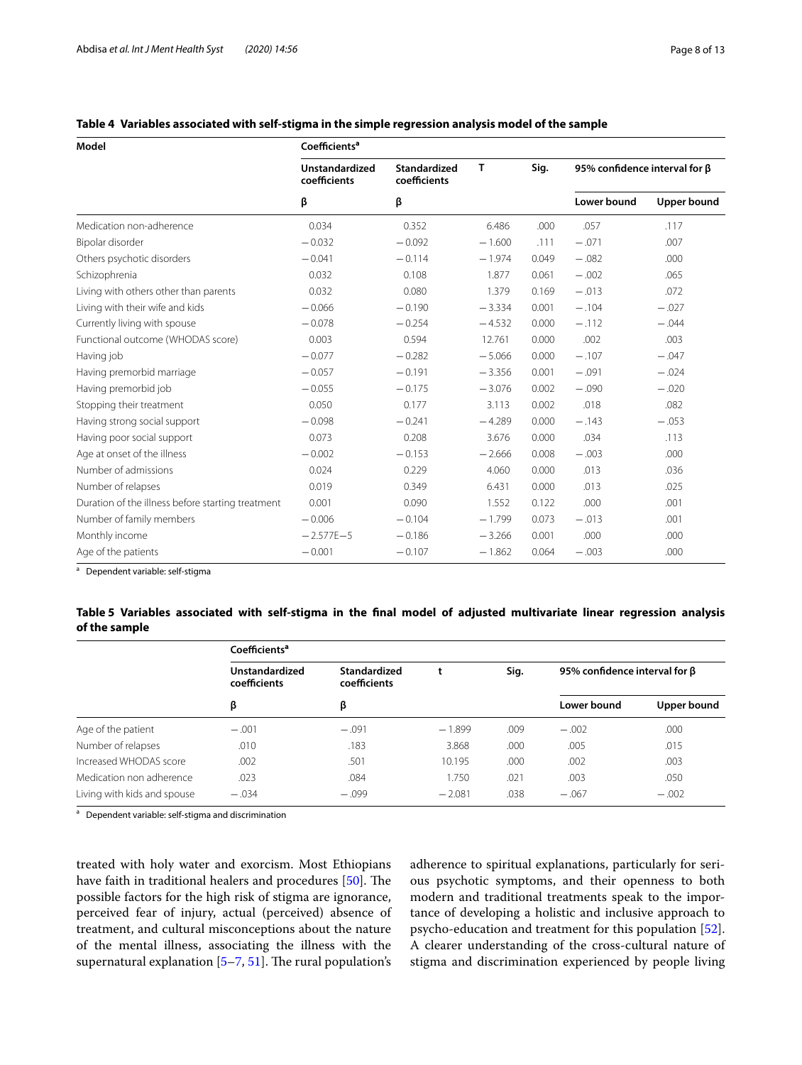**Table 4 Variables associated with self-stigma in the simple regression analysis model of the sample**

| Model | Coefficients[a] | | | | | |
|---|---|---|---|---|---|---|
| | Unstandardized coefficients | Standardized coefficients | T | Sig. | 95% confidence interval for β | |
| | β | β | | | Lower bound | Upper bound |
| Medication non-adherence | 0.034 | 0.352 | 6.486 | .000 | .057 | .117 |
| Bipolar disorder | −0.032 | −0.092 | −1.600 | .111 | −.071 | .007 |
| Others psychotic disorders | −0.041 | −0.114 | −1.974 | 0.049 | −.082 | .000 |
| Schizophrenia | 0.032 | 0.108 | 1.877 | 0.061 | −.002 | .065 |
| Living with others other than parents | 0.032 | 0.080 | 1.379 | 0.169 | −.013 | .072 |
| Living with their wife and kids | −0.066 | −0.190 | −3.334 | 0.001 | −.104 | −.027 |
| Currently living with spouse | −0.078 | −0.254 | −4.532 | 0.000 | −.112 | −.044 |
| Functional outcome (WHODAS score) | 0.003 | 0.594 | 12.761 | 0.000 | .002 | .003 |
| Having job | −0.077 | −0.282 | −5.066 | 0.000 | −.107 | −.047 |
| Having premorbid marriage | −0.057 | −0.191 | −3.356 | 0.001 | −.091 | −.024 |
| Having premorbid job | −0.055 | −0.175 | −3.076 | 0.002 | −.090 | −.020 |
| Stopping their treatment | 0.050 | 0.177 | 3.113 | 0.002 | .018 | .082 |
| Having strong social support | −0.098 | −0.241 | −4.289 | 0.000 | −.143 | −.053 |
| Having poor social support | 0.073 | 0.208 | 3.676 | 0.000 | .034 | .113 |
| Age at onset of the illness | −0.002 | −0.153 | −2.666 | 0.008 | −.003 | .000 |
| Number of admissions | 0.024 | 0.229 | 4.060 | 0.000 | .013 | .036 |
| Number of relapses | 0.019 | 0.349 | 6.431 | 0.000 | .013 | .025 |
| Duration of the illness before starting treatment | 0.001 | 0.090 | 1.552 | 0.122 | .000 | .001 |
| Number of family members | −0.006 | −0.104 | −1.799 | 0.073 | −.013 | .001 |
| Monthly income | −2.577E−5 | −0.186 | −3.266 | 0.001 | .000 | .000 |
| Age of the patients | −0.001 | −0.107 | −1.862 | 0.064 | −.003 | .000 |

[a] Dependent variable: self-stigma

**Table 5 Variables associated with self-stigma in the final model of adjusted multivariate linear regression analysis of the sample**

| | Coefficients[a] | | | | | |
|---|---|---|---|---|---|---|
| | Unstandardized coefficients | Standardized coefficients | t | Sig. | 95% confidence interval for β | |
| | β | β | | | Lower bound | Upper bound |
| Age of the patient | −.001 | −.091 | −1.899 | .009 | −.002 | .000 |
| Number of relapses | .010 | .183 | 3.868 | .000 | .005 | .015 |
| Increased WHODAS score | .002 | .501 | 10.195 | .000 | .002 | .003 |
| Medication non adherence | .023 | .084 | 1.750 | .021 | .003 | .050 |
| Living with kids and spouse | −.034 | −.099 | −2.081 | .038 | −.067 | −.002 |

[a] Dependent variable: self-stigma and discrimination

treated with holy water and exorcism. Most Ethiopians have faith in traditional healers and procedures [50]. The possible factors for the high risk of stigma are ignorance, perceived fear of injury, actual (perceived) absence of treatment, and cultural misconceptions about the nature of the mental illness, associating the illness with the supernatural explanation [5–7, 51]. The rural population's adherence to spiritual explanations, particularly for serious psychotic symptoms, and their openness to both modern and traditional treatments speak to the importance of developing a holistic and inclusive approach to psycho-education and treatment for this population [52]. A clearer understanding of the cross-cultural nature of stigma and discrimination experienced by people living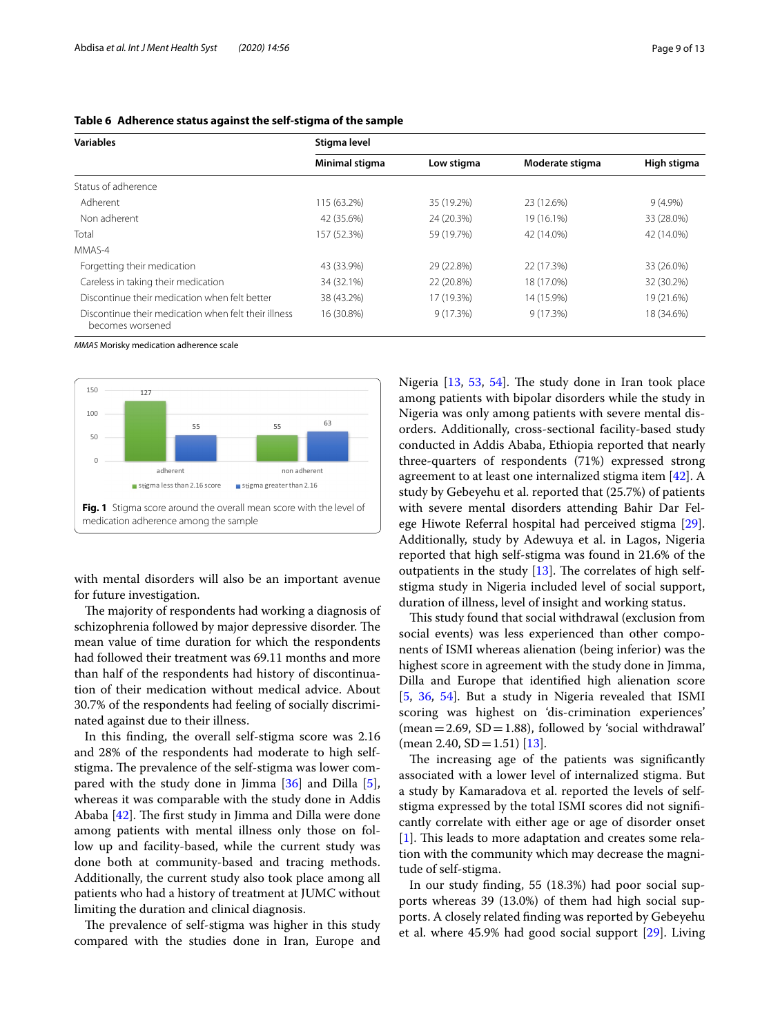**Table 6 Adherence status against the self-stigma of the sample**

| Variables | Stigma level | | | |
|---|---|---|---|---|
| | Minimal stigma | Low stigma | Moderate stigma | High stigma |
| Status of adherence | | | | |
| Adherent | 115 (63.2%) | 35 (19.2%) | 23 (12.6%) | 9 (4.9%) |
| Non adherent | 42 (35.6%) | 24 (20.3%) | 19 (16.1%) | 33 (28.0%) |
| Total | 157 (52.3%) | 59 (19.7%) | 42 (14.0%) | 42 (14.0%) |
| MMAS-4 | | | | |
| Forgetting their medication | 43 (33.9%) | 29 (22.8%) | 22 (17.3%) | 33 (26.0%) |
| Careless in taking their medication | 34 (32.1%) | 22 (20.8%) | 18 (17.0%) | 32 (30.2%) |
| Discontinue their medication when felt better | 38 (43.2%) | 17 (19.3%) | 14 (15.9%) | 19 (21.6%) |
| Discontinue their medication when felt their illness becomes worsened | 16 (30.8%) | 9 (17.3%) | 9 (17.3%) | 18 (34.6%) |

*MMAS* Morisky medication adherence scale

150
100
50
0
127
55
55
63
adherent
non adherent
stigma less than 2.16 score
stigma greater than 2.16

**Fig. 1** Stigma score around the overall mean score with the level of medication adherence among the sample

with mental disorders will also be an important avenue for future investigation.

The majority of respondents had working a diagnosis of schizophrenia followed by major depressive disorder. The mean value of time duration for which the respondents had followed their treatment was 69.11 months and more than half of the respondents had history of discontinuation of their medication without medical advice. About 30.7% of the respondents had feeling of socially discriminated against due to their illness.

In this finding, the overall self-stigma score was 2.16 and 28% of the respondents had moderate to high self-stigma. The prevalence of the self-stigma was lower compared with the study done in Jimma [36] and Dilla [5], whereas it was comparable with the study done in Addis Ababa [42]. The first study in Jimma and Dilla were done among patients with mental illness only those on follow up and facility-based, while the current study was done both at community-based and tracing methods. Additionally, the current study also took place among all patients who had a history of treatment at JUMC without limiting the duration and clinical diagnosis.

The prevalence of self-stigma was higher in this study compared with the studies done in Iran, Europe and Nigeria [13, 53, 54]. The study done in Iran took place among patients with bipolar disorders while the study in Nigeria was only among patients with severe mental disorders. Additionally, cross-sectional facility-based study conducted in Addis Ababa, Ethiopia reported that nearly three-quarters of respondents (71%) expressed strong agreement to at least one internalized stigma item [42]. A study by Gebeyehu et al. reported that (25.7%) of patients with severe mental disorders attending Bahir Dar Felege Hiwote Referral hospital had perceived stigma [29]. Additionally, study by Adewuya et al. in Lagos, Nigeria reported that high self-stigma was found in 21.6% of the outpatients in the study [13]. The correlates of high self-stigma study in Nigeria included level of social support, duration of illness, level of insight and working status.

This study found that social withdrawal (exclusion from social events) was less experienced than other components of ISMI whereas alienation (being inferior) was the highest score in agreement with the study done in Jimma, Dilla and Europe that identified high alienation score [5, 36, 54]. But a study in Nigeria revealed that ISMI scoring was highest on 'dis-crimination experiences' (mean = 2.69, SD = 1.88), followed by 'social withdrawal' (mean 2.40, SD = 1.51) [13].

The increasing age of the patients was significantly associated with a lower level of internalized stigma. But a study by Kamaradova et al. reported the levels of self-stigma expressed by the total ISMI scores did not significantly correlate with either age or age of disorder onset [1]. This leads to more adaptation and creates some relation with the community which may decrease the magnitude of self-stigma.

In our study finding, 55 (18.3%) had poor social supports whereas 39 (13.0%) of them had high social supports. A closely related finding was reported by Gebeyehu et al. where 45.9% had good social support [29]. Living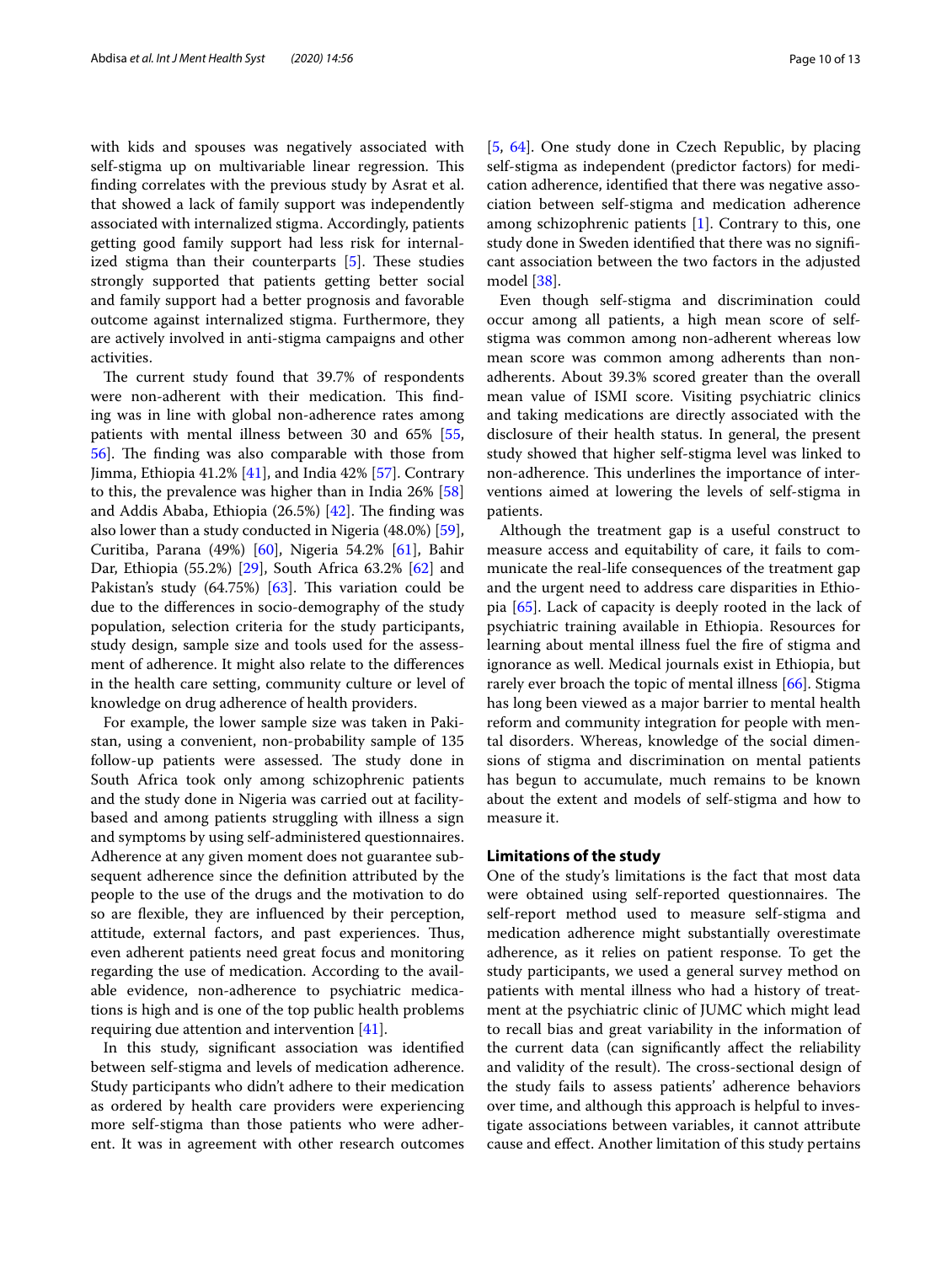with kids and spouses was negatively associated with self-stigma up on multivariable linear regression. This finding correlates with the previous study by Asrat et al. that showed a lack of family support was independently associated with internalized stigma. Accordingly, patients getting good family support had less risk for internalized stigma than their counterparts [5]. These studies strongly supported that patients getting better social and family support had a better prognosis and favorable outcome against internalized stigma. Furthermore, they are actively involved in anti-stigma campaigns and other activities.

The current study found that 39.7% of respondents were non-adherent with their medication. This finding was in line with global non-adherence rates among patients with mental illness between 30 and 65% [55, 56]. The finding was also comparable with those from Jimma, Ethiopia 41.2% [41], and India 42% [57]. Contrary to this, the prevalence was higher than in India 26% [58] and Addis Ababa, Ethiopia (26.5%) [42]. The finding was also lower than a study conducted in Nigeria (48.0%) [59], Curitiba, Parana (49%) [60], Nigeria 54.2% [61], Bahir Dar, Ethiopia (55.2%) [29], South Africa 63.2% [62] and Pakistan's study (64.75%) [63]. This variation could be due to the differences in socio-demography of the study population, selection criteria for the study participants, study design, sample size and tools used for the assessment of adherence. It might also relate to the differences in the health care setting, community culture or level of knowledge on drug adherence of health providers.

For example, the lower sample size was taken in Pakistan, using a convenient, non-probability sample of 135 follow-up patients were assessed. The study done in South Africa took only among schizophrenic patients and the study done in Nigeria was carried out at facility-based and among patients struggling with illness a sign and symptoms by using self-administered questionnaires. Adherence at any given moment does not guarantee subsequent adherence since the definition attributed by the people to the use of the drugs and the motivation to do so are flexible, they are influenced by their perception, attitude, external factors, and past experiences. Thus, even adherent patients need great focus and monitoring regarding the use of medication. According to the available evidence, non-adherence to psychiatric medications is high and is one of the top public health problems requiring due attention and intervention [41].

In this study, significant association was identified between self-stigma and levels of medication adherence. Study participants who didn't adhere to their medication as ordered by health care providers were experiencing more self-stigma than those patients who were adherent. It was in agreement with other research outcomes [5, 64]. One study done in Czech Republic, by placing self-stigma as independent (predictor factors) for medication adherence, identified that there was negative association between self-stigma and medication adherence among schizophrenic patients [1]. Contrary to this, one study done in Sweden identified that there was no significant association between the two factors in the adjusted model [38].

Even though self-stigma and discrimination could occur among all patients, a high mean score of self-stigma was common among non-adherent whereas low mean score was common among adherents than non-adherents. About 39.3% scored greater than the overall mean value of ISMI score. Visiting psychiatric clinics and taking medications are directly associated with the disclosure of their health status. In general, the present study showed that higher self-stigma level was linked to non-adherence. This underlines the importance of interventions aimed at lowering the levels of self-stigma in patients.

Although the treatment gap is a useful construct to measure access and equitability of care, it fails to communicate the real-life consequences of the treatment gap and the urgent need to address care disparities in Ethiopia [65]. Lack of capacity is deeply rooted in the lack of psychiatric training available in Ethiopia. Resources for learning about mental illness fuel the fire of stigma and ignorance as well. Medical journals exist in Ethiopia, but rarely ever broach the topic of mental illness [66]. Stigma has long been viewed as a major barrier to mental health reform and community integration for people with mental disorders. Whereas, knowledge of the social dimensions of stigma and discrimination on mental patients has begun to accumulate, much remains to be known about the extent and models of self-stigma and how to measure it.

## Limitations of the study

One of the study's limitations is the fact that most data were obtained using self-reported questionnaires. The self-report method used to measure self-stigma and medication adherence might substantially overestimate adherence, as it relies on patient response. To get the study participants, we used a general survey method on patients with mental illness who had a history of treatment at the psychiatric clinic of JUMC which might lead to recall bias and great variability in the information of the current data (can significantly affect the reliability and validity of the result). The cross-sectional design of the study fails to assess patients' adherence behaviors over time, and although this approach is helpful to investigate associations between variables, it cannot attribute cause and effect. Another limitation of this study pertains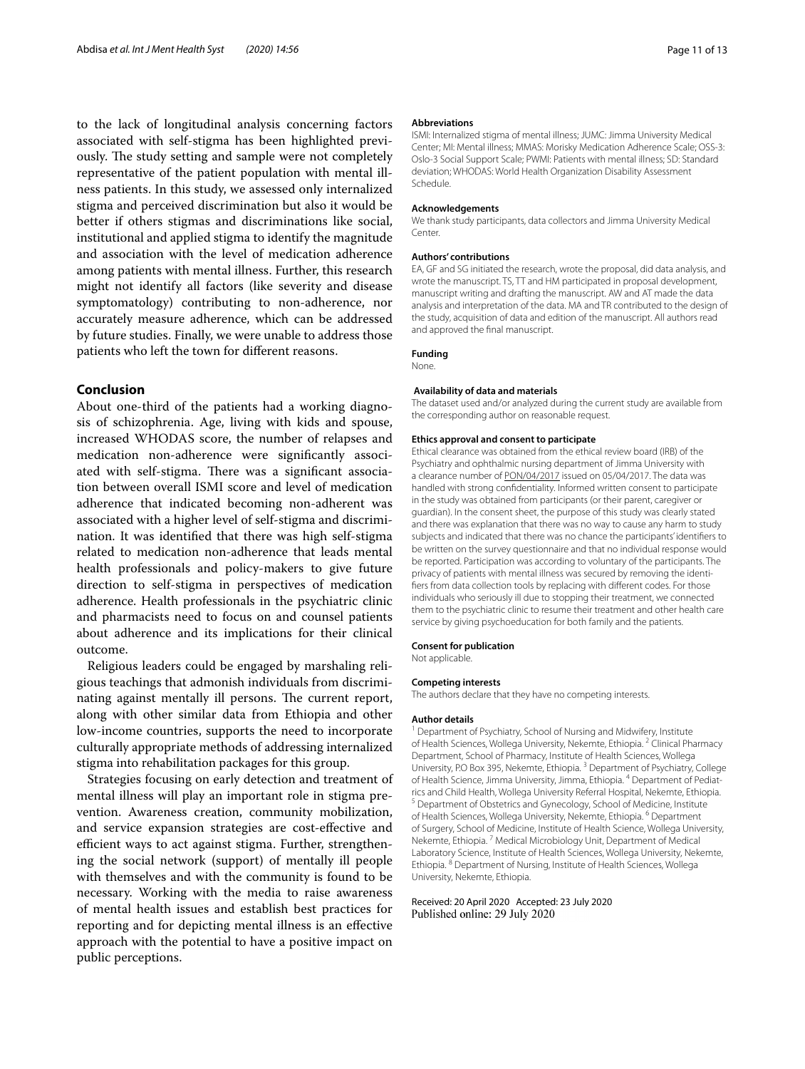to the lack of longitudinal analysis concerning factors associated with self-stigma has been highlighted previously. The study setting and sample were not completely representative of the patient population with mental illness patients. In this study, we assessed only internalized stigma and perceived discrimination but also it would be better if others stigmas and discriminations like social, institutional and applied stigma to identify the magnitude and association with the level of medication adherence among patients with mental illness. Further, this research might not identify all factors (like severity and disease symptomatology) contributing to non-adherence, nor accurately measure adherence, which can be addressed by future studies. Finally, we were unable to address those patients who left the town for different reasons.

## Conclusion

About one-third of the patients had a working diagnosis of schizophrenia. Age, living with kids and spouse, increased WHODAS score, the number of relapses and medication non-adherence were significantly associated with self-stigma. There was a significant association between overall ISMI score and level of medication adherence that indicated becoming non-adherent was associated with a higher level of self-stigma and discrimination. It was identified that there was high self-stigma related to medication non-adherence that leads mental health professionals and policy-makers to give future direction to self-stigma in perspectives of medication adherence. Health professionals in the psychiatric clinic and pharmacists need to focus on and counsel patients about adherence and its implications for their clinical outcome.

Religious leaders could be engaged by marshaling religious teachings that admonish individuals from discriminating against mentally ill persons. The current report, along with other similar data from Ethiopia and other low-income countries, supports the need to incorporate culturally appropriate methods of addressing internalized stigma into rehabilitation packages for this group.

Strategies focusing on early detection and treatment of mental illness will play an important role in stigma prevention. Awareness creation, community mobilization, and service expansion strategies are cost-effective and efficient ways to act against stigma. Further, strengthening the social network (support) of mentally ill people with themselves and with the community is found to be necessary. Working with the media to raise awareness of mental health issues and establish best practices for reporting and for depicting mental illness is an effective approach with the potential to have a positive impact on public perceptions.

#### Abbreviations

ISMI: Internalized stigma of mental illness; JUMC: Jimma University Medical Center; MI: Mental illness; MMAS: Morisky Medication Adherence Scale; OSS-3: Oslo-3 Social Support Scale; PWMI: Patients with mental illness; SD: Standard deviation; WHODAS: World Health Organization Disability Assessment Schedule.

#### Acknowledgements

We thank study participants, data collectors and Jimma University Medical Center.

#### Authors' contributions

EA, GF and SG initiated the research, wrote the proposal, did data analysis, and wrote the manuscript. TS, TT and HM participated in proposal development, manuscript writing and drafting the manuscript. AW and AT made the data analysis and interpretation of the data. MA and TR contributed to the design of the study, acquisition of data and edition of the manuscript. All authors read and approved the final manuscript.

#### Funding

None.

#### Availability of data and materials

The dataset used and/or analyzed during the current study are available from the corresponding author on reasonable request.

#### Ethics approval and consent to participate

Ethical clearance was obtained from the ethical review board (IRB) of the Psychiatry and ophthalmic nursing department of Jimma University with a clearance number of PON/04/2017 issued on 05/04/2017. The data was handled with strong confidentiality. Informed written consent to participate in the study was obtained from participants (or their parent, caregiver or guardian). In the consent sheet, the purpose of this study was clearly stated and there was explanation that there was no way to cause any harm to study subjects and indicated that there was no chance the participants' identifiers to be written on the survey questionnaire and that no individual response would be reported. Participation was according to voluntary of the participants. The privacy of patients with mental illness was secured by removing the identifiers from data collection tools by replacing with different codes. For those individuals who seriously ill due to stopping their treatment, we connected them to the psychiatric clinic to resume their treatment and other health care service by giving psychoeducation for both family and the patients.

#### Consent for publication

Not applicable.

#### Competing interests

The authors declare that they have no competing interests.

#### Author details

[1] Department of Psychiatry, School of Nursing and Midwifery, Institute of Health Sciences, Wollega University, Nekemte, Ethiopia. [2] Clinical Pharmacy Department, School of Pharmacy, Institute of Health Sciences, Wollega University, P.O Box 395, Nekemte, Ethiopia. [3] Department of Psychiatry, College of Health Science, Jimma University, Jimma, Ethiopia. [4] Department of Pediatrics and Child Health, Wollega University Referral Hospital, Nekemte, Ethiopia. [5] Department of Obstetrics and Gynecology, School of Medicine, Institute of Health Sciences, Wollega University, Nekemte, Ethiopia. [6] Department of Surgery, School of Medicine, Institute of Health Science, Wollega University, Nekemte, Ethiopia. [7] Medical Microbiology Unit, Department of Medical Laboratory Science, Institute of Health Sciences, Wollega University, Nekemte, Ethiopia. [8] Department of Nursing, Institute of Health Sciences, Wollega University, Nekemte, Ethiopia.

Received: 20 April 2020 Accepted: 23 July 2020
Published online: 29 July 2020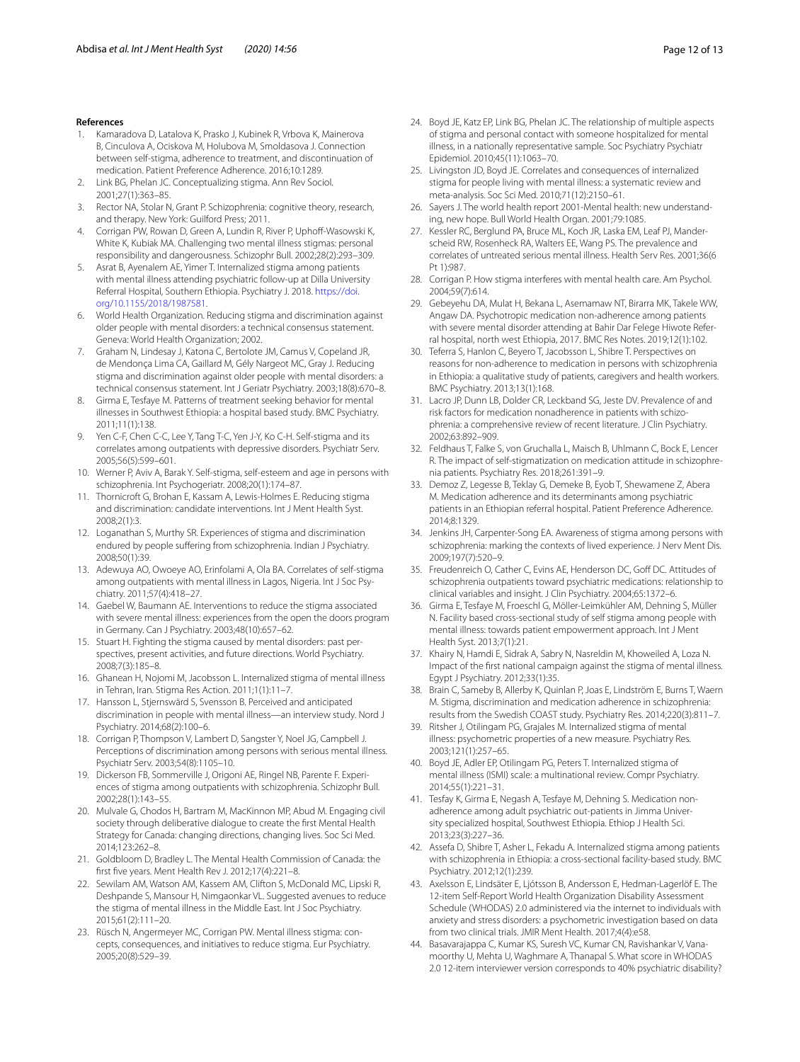## References

1. Kamaradova D, Latalova K, Prasko J, Kubinek R, Vrbova K, Mainerova B, Cinculova A, Ociskova M, Holubova M, Smoldasova J. Connection between self-stigma, adherence to treatment, and discontinuation of medication. Patient Preference Adherence. 2016;10:1289.
2. Link BG, Phelan JC. Conceptualizing stigma. Ann Rev Sociol. 2001;27(1):363–85.
3. Rector NA, Stolar N, Grant P. Schizophrenia: cognitive theory, research, and therapy. New York: Guilford Press; 2011.
4. Corrigan PW, Rowan D, Green A, Lundin R, River P, Uphoff-Wasowski K, White K, Kubiak MA. Challenging two mental illness stigmas: personal responsibility and dangerousness. Schizophr Bull. 2002;28(2):293–309.
5. Asrat B, Ayenalem AE, Yimer T. Internalized stigma among patients with mental illness attending psychiatric follow-up at Dilla University Referral Hospital, Southern Ethiopia. Psychiatry J. 2018. https://doi.org/10.1155/2018/1987581.
6. World Health Organization. Reducing stigma and discrimination against older people with mental disorders: a technical consensus statement. Geneva: World Health Organization; 2002.
7. Graham N, Lindesay J, Katona C, Bertolote JM, Camus V, Copeland JR, de Mendonça Lima CA, Gaillard M, Gély Nargeot MC, Gray J. Reducing stigma and discrimination against older people with mental disorders: a technical consensus statement. Int J Geriatr Psychiatry. 2003;18(8):670–8.
8. Girma E, Tesfaye M. Patterns of treatment seeking behavior for mental illnesses in Southwest Ethiopia: a hospital based study. BMC Psychiatry. 2011;11(1):138.
9. Yen C-F, Chen C-C, Lee Y, Tang T-C, Yen J-Y, Ko C-H. Self-stigma and its correlates among outpatients with depressive disorders. Psychiatr Serv. 2005;56(5):599–601.
10. Werner P, Aviv A, Barak Y. Self-stigma, self-esteem and age in persons with schizophrenia. Int Psychogeriatr. 2008;20(1):174–87.
11. Thornicroft G, Brohan E, Kassam A, Lewis-Holmes E. Reducing stigma and discrimination: candidate interventions. Int J Ment Health Syst. 2008;2(1):3.
12. Loganathan S, Murthy SR. Experiences of stigma and discrimination endured by people suffering from schizophrenia. Indian J Psychiatry. 2008;50(1):39.
13. Adewuya AO, Owoeye AO, Erinfolami A, Ola BA. Correlates of self-stigma among outpatients with mental illness in Lagos, Nigeria. Int J Soc Psychiatry. 2011;57(4):418–27.
14. Gaebel W, Baumann AE. Interventions to reduce the stigma associated with severe mental illness: experiences from the open the doors program in Germany. Can J Psychiatry. 2003;48(10):657–62.
15. Stuart H. Fighting the stigma caused by mental disorders: past perspectives, present activities, and future directions. World Psychiatry. 2008;7(3):185–8.
16. Ghanean H, Nojomi M, Jacobsson L. Internalized stigma of mental illness in Tehran, Iran. Stigma Res Action. 2011;1(1):11–7.
17. Hansson L, Stjernswärd S, Svensson B. Perceived and anticipated discrimination in people with mental illness—an interview study. Nord J Psychiatry. 2014;68(2):100–6.
18. Corrigan P, Thompson V, Lambert D, Sangster Y, Noel JG, Campbell J. Perceptions of discrimination among persons with serious mental illness. Psychiatr Serv. 2003;54(8):1105–10.
19. Dickerson FB, Sommerville J, Origoni AE, Ringel NB, Parente F. Experiences of stigma among outpatients with schizophrenia. Schizophr Bull. 2002;28(1):143–55.
20. Mulvale G, Chodos H, Bartram M, MacKinnon MP, Abud M. Engaging civil society through deliberative dialogue to create the first Mental Health Strategy for Canada: changing directions, changing lives. Soc Sci Med. 2014;123:262–8.
21. Goldbloom D, Bradley L. The Mental Health Commission of Canada: the first five years. Ment Health Rev J. 2012;17(4):221–8.
22. Sewilam AM, Watson AM, Kassem AM, Clifton S, McDonald MC, Lipski R, Deshpande S, Mansour H, Nimgaonkar VL. Suggested avenues to reduce the stigma of mental illness in the Middle East. Int J Soc Psychiatry. 2015;61(2):111–20.
23. Rüsch N, Angermeyer MC, Corrigan PW. Mental illness stigma: concepts, consequences, and initiatives to reduce stigma. Eur Psychiatry. 2005;20(8):529–39.
24. Boyd JE, Katz EP, Link BG, Phelan JC. The relationship of multiple aspects of stigma and personal contact with someone hospitalized for mental illness, in a nationally representative sample. Soc Psychiatry Psychiatr Epidemiol. 2010;45(11):1063–70.
25. Livingston JD, Boyd JE. Correlates and consequences of internalized stigma for people living with mental illness: a systematic review and meta-analysis. Soc Sci Med. 2010;71(12):2150–61.
26. Sayers J. The world health report 2001-Mental health: new understanding, new hope. Bull World Health Organ. 2001;79:1085.
27. Kessler RC, Berglund PA, Bruce ML, Koch JR, Laska EM, Leaf PJ, Manderscheid RW, Rosenheck RA, Walters EE, Wang PS. The prevalence and correlates of untreated serious mental illness. Health Serv Res. 2001;36(6 Pt 1):987.
28. Corrigan P. How stigma interferes with mental health care. Am Psychol. 2004;59(7):614.
29. Gebeyehu DA, Mulat H, Bekana L, Asemamaw NT, Birarra MK, Takele WW, Angaw DA. Psychotropic medication non-adherence among patients with severe mental disorder attending at Bahir Dar Felege Hiwote Referral hospital, north west Ethiopia, 2017. BMC Res Notes. 2019;12(1):102.
30. Teferra S, Hanlon C, Beyero T, Jacobsson L, Shibre T. Perspectives on reasons for non-adherence to medication in persons with schizophrenia in Ethiopia: a qualitative study of patients, caregivers and health workers. BMC Psychiatry. 2013;13(1):168.
31. Lacro JP, Dunn LB, Dolder CR, Leckband SG, Jeste DV. Prevalence of and risk factors for medication nonadherence in patients with schizophrenia: a comprehensive review of recent literature. J Clin Psychiatry. 2002;63:892–909.
32. Feldhaus T, Falke S, von Gruchalla L, Maisch B, Uhlmann C, Bock E, Lencer R. The impact of self-stigmatization on medication attitude in schizophrenia patients. Psychiatry Res. 2018;261:391–9.
33. Demoz Z, Legesse B, Teklay G, Demeke B, Eyob T, Shewamene Z, Abera M. Medication adherence and its determinants among psychiatric patients in an Ethiopian referral hospital. Patient Preference Adherence. 2014;8:1329.
34. Jenkins JH, Carpenter-Song EA. Awareness of stigma among persons with schizophrenia: marking the contexts of lived experience. J Nerv Ment Dis. 2009;197(7):520–9.
35. Freudenreich O, Cather C, Evins AE, Henderson DC, Goff DC. Attitudes of schizophrenia outpatients toward psychiatric medications: relationship to clinical variables and insight. J Clin Psychiatry. 2004;65:1372–6.
36. Girma E, Tesfaye M, Froeschl G, Möller-Leimkühler AM, Dehning S, Müller N. Facility based cross-sectional study of self stigma among people with mental illness: towards patient empowerment approach. Int J Ment Health Syst. 2013;7(1):21.
37. Khairy N, Hamdi E, Sidrak A, Sabry N, Nasreldin M, Khoweiled A, Loza N. Impact of the first national campaign against the stigma of mental illness. Egypt J Psychiatry. 2012;33(1):35.
38. Brain C, Sameby B, Allerby K, Quinlan P, Joas E, Lindström E, Burns T, Waern M. Stigma, discrimination and medication adherence in schizophrenia: results from the Swedish COAST study. Psychiatry Res. 2014;220(3):811–7.
39. Ritsher J, Otilingam PG, Grajales M. Internalized stigma of mental illness: psychometric properties of a new measure. Psychiatry Res. 2003;121(1):257–65.
40. Boyd JE, Adler EP, Otilingam PG, Peters T. Internalized stigma of mental illness (ISMI) scale: a multinational review. Compr Psychiatry. 2014;55(1):221–31.
41. Tesfay K, Girma E, Negash A, Tesfaye M, Dehning S. Medication non-adherence among adult psychiatric out-patients in Jimma University specialized hospital, Southwest Ethiopia. Ethiop J Health Sci. 2013;23(3):227–36.
42. Assefa D, Shibre T, Asher L, Fekadu A. Internalized stigma among patients with schizophrenia in Ethiopia: a cross-sectional facility-based study. BMC Psychiatry. 2012;12(1):239.
43. Axelsson E, Lindsäter E, Ljótsson B, Andersson E, Hedman-Lagerlöf E. The 12-item Self-Report World Health Organization Disability Assessment Schedule (WHODAS) 2.0 administered via the internet to individuals with anxiety and stress disorders: a psychometric investigation based on data from two clinical trials. JMIR Ment Health. 2017;4(4):e58.
44. Basavarajappa C, Kumar KS, Suresh VC, Kumar CN, Ravishankar V, Vanamoorthy U, Mehta U, Waghmare A, Thanapal S. What score in WHODAS 2.0 12-item interviewer version corresponds to 40% psychiatric disability?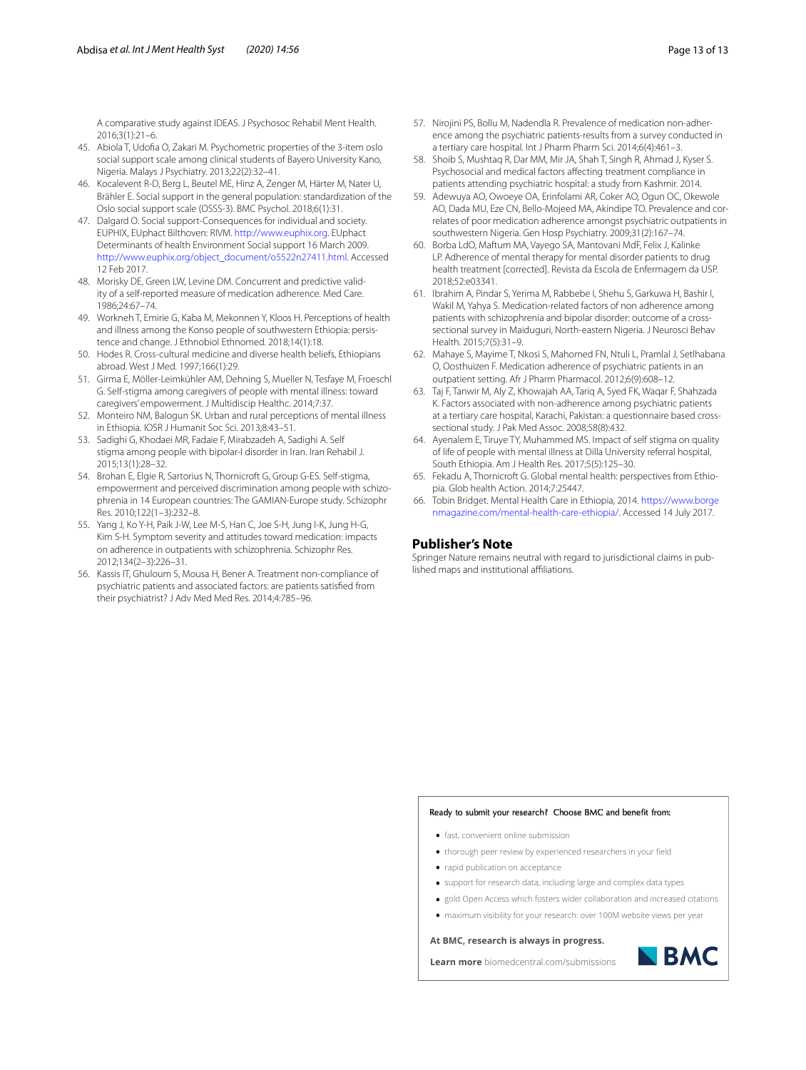A comparative study against IDEAS. J Psychosoc Rehabil Ment Health. 2016;3(1):21–6.

45. Abiola T, Udofia O, Zakari M. Psychometric properties of the 3-item oslo social support scale among clinical students of Bayero University Kano, Nigeria. Malays J Psychiatry. 2013;22(2):32–41.
46. Kocalevent R-D, Berg L, Beutel ME, Hinz A, Zenger M, Härter M, Nater U, Brähler E. Social support in the general population: standardization of the Oslo social support scale (OSSS-3). BMC Psychol. 2018;6(1):31.
47. Dalgard O. Social support-Consequences for individual and society. EUPHIX, EUphact Bilthoven: RIVM. http://www.euphix.org. EUphact Determinants of health Environment Social support 16 March 2009. http://www.euphix.org/object_document/o5522n27411.html. Accessed 12 Feb 2017.
48. Morisky DE, Green LW, Levine DM. Concurrent and predictive validity of a self-reported measure of medication adherence. Med Care. 1986;24:67–74.
49. Workneh T, Emirie G, Kaba M, Mekonnen Y, Kloos H. Perceptions of health and illness among the Konso people of southwestern Ethiopia: persistence and change. J Ethnobiol Ethnomed. 2018;14(1):18.
50. Hodes R. Cross-cultural medicine and diverse health beliefs, Ethiopians abroad. West J Med. 1997;166(1):29.
51. Girma E, Möller-Leimkühler AM, Dehning S, Mueller N, Tesfaye M, Froeschl G. Self-stigma among caregivers of people with mental illness: toward caregivers' empowerment. J Multidiscip Healthc. 2014;7:37.
52. Monteiro NM, Balogun SK. Urban and rural perceptions of mental illness in Ethiopia. IOSR J Humanit Soc Sci. 2013;8:43–51.
53. Sadighi G, Khodaei MR, Fadaie F, Mirabzadeh A, Sadighi A. Self stigma among people with bipolar-I disorder in Iran. Iran Rehabil J. 2015;13(1):28–32.
54. Brohan E, Elgie R, Sartorius N, Thornicroft G, Group G-ES. Self-stigma, empowerment and perceived discrimination among people with schizophrenia in 14 European countries: The GAMIAN-Europe study. Schizophr Res. 2010;122(1–3):232–8.
55. Yang J, Ko Y-H, Paik J-W, Lee M-S, Han C, Joe S-H, Jung I-K, Jung H-G, Kim S-H. Symptom severity and attitudes toward medication: impacts on adherence in outpatients with schizophrenia. Schizophr Res. 2012;134(2–3):226–31.
56. Kassis IT, Ghuloum S, Mousa H, Bener A. Treatment non-compliance of psychiatric patients and associated factors: are patients satisfied from their psychiatrist? J Adv Med Med Res. 2014;4:785–96.
57. Nirojini PS, Bollu M, Nadendla R. Prevalence of medication non-adherence among the psychiatric patients-results from a survey conducted in a tertiary care hospital. Int J Pharm Pharm Sci. 2014;6(4):461–3.
58. Shoib S, Mushtaq R, Dar MM, Mir JA, Shah T, Singh R, Ahmad J, Kyser S. Psychosocial and medical factors affecting treatment compliance in patients attending psychiatric hospital: a study from Kashmir. 2014.
59. Adewuya AO, Owoeye OA, Erinfolami AR, Coker AO, Ogun OC, Okewole AO, Dada MU, Eze CN, Bello-Mojeed MA, Akindipe TO. Prevalence and correlates of poor medication adherence amongst psychiatric outpatients in southwestern Nigeria. Gen Hosp Psychiatry. 2009;31(2):167–74.
60. Borba LdO, Maftum MA, Vayego SA, Mantovani MdF, Felix J, Kalinke LP. Adherence of mental therapy for mental disorder patients to drug health treatment [corrected]. Revista da Escola de Enfermagem da USP. 2018;52:e03341.
61. Ibrahim A, Pindar S, Yerima M, Rabbebe I, Shehu S, Garkuwa H, Bashir I, Wakil M, Yahya S. Medication-related factors of non adherence among patients with schizophrenia and bipolar disorder: outcome of a cross-sectional survey in Maiduguri, North-eastern Nigeria. J Neurosci Behav Health. 2015;7(5):31–9.
62. Mahaye S, Mayime T, Nkosi S, Mahomed FN, Ntuli L, Pramlal J, Setlhabana O, Oosthuizen F. Medication adherence of psychiatric patients in an outpatient setting. Afr J Pharm Pharmacol. 2012;6(9):608–12.
63. Taj F, Tanwir M, Aly Z, Khowajah AA, Tariq A, Syed FK, Waqar F, Shahzada K. Factors associated with non-adherence among psychiatric patients at a tertiary care hospital, Karachi, Pakistan: a questionnaire based cross-sectional study. J Pak Med Assoc. 2008;58(8):432.
64. Ayenalem E, Tiruye TY, Muhammed MS. Impact of self stigma on quality of life of people with mental illness at Dilla University referral hospital, South Ethiopia. Am J Health Res. 2017;5(5):125–30.
65. Fekadu A, Thornicroft G. Global mental health: perspectives from Ethiopia. Glob health Action. 2014;7:25447.
66. Tobin Bridget. Mental Health Care in Ethiopia, 2014. https://www.borgenmagazine.com/mental-health-care-ethiopia/. Accessed 14 July 2017.

## Publisher's Note

Springer Nature remains neutral with regard to jurisdictional claims in published maps and institutional affiliations.

Ready to submit your research? Choose BMC and benefit from:

- fast, convenient online submission
- thorough peer review by experienced researchers in your field
- rapid publication on acceptance
- support for research data, including large and complex data types
- gold Open Access which fosters wider collaboration and increased citations
- maximum visibility for your research: over 100M website views per year

**At BMC, research is always in progress.**

**Learn more** biomedcentral.com/submissions

BMC